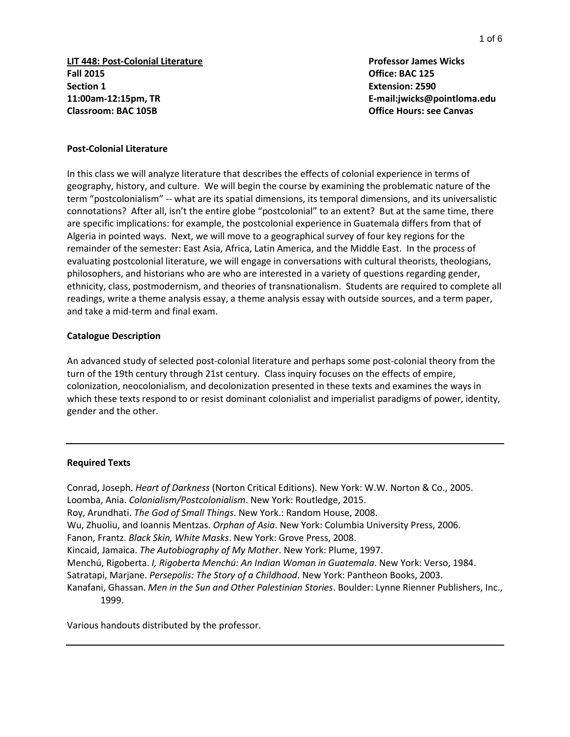**LIT 448: Post-Colonial Literature**
**Fall 2015**
**Section 1**
**11:00am-12:15pm, TR**
**Classroom: BAC 105B**

**Professor James Wicks**
**Office: BAC 125**
**Extension: 2590**
**E-mail:jwicks@pointloma.edu**
**Office Hours: see Canvas**

## Post-Colonial Literature

In this class we will analyze literature that describes the effects of colonial experience in terms of geography, history, and culture. We will begin the course by examining the problematic nature of the term "postcolonialism" -- what are its spatial dimensions, its temporal dimensions, and its universalistic connotations? After all, isn't the entire globe "postcolonial" to an extent? But at the same time, there are specific implications: for example, the postcolonial experience in Guatemala differs from that of Algeria in pointed ways. Next, we will move to a geographical survey of four key regions for the remainder of the semester: East Asia, Africa, Latin America, and the Middle East. In the process of evaluating postcolonial literature, we will engage in conversations with cultural theorists, theologians, philosophers, and historians who are who are interested in a variety of questions regarding gender, ethnicity, class, postmodernism, and theories of transnationalism. Students are required to complete all readings, write a theme analysis essay, a theme analysis essay with outside sources, and a term paper, and take a mid-term and final exam.

## Catalogue Description

An advanced study of selected post-colonial literature and perhaps some post-colonial theory from the turn of the 19th century through 21st century. Class inquiry focuses on the effects of empire, colonization, neocolonialism, and decolonization presented in these texts and examines the ways in which these texts respond to or resist dominant colonialist and imperialist paradigms of power, identity, gender and the other.

---

## Required Texts

Conrad, Joseph. *Heart of Darkness* (Norton Critical Editions). New York: W.W. Norton & Co., 2005.
Loomba, Ania. *Colonialism/Postcolonialism*. New York: Routledge, 2015.
Roy, Arundhati. *The God of Small Things*. New York.: Random House, 2008.
Wu, Zhuoliu, and Ioannis Mentzas. *Orphan of Asia*. New York: Columbia University Press, 2006.
Fanon, Frantz. *Black Skin, White Masks*. New York: Grove Press, 2008.
Kincaid, Jamaica. *The Autobiography of My Mother*. New York: Plume, 1997.
Menchú, Rigoberta. *I, Rigoberta Menchú: An Indian Woman in Guatemala*. New York: Verso, 1984.
Satratapi, Marjane. *Persepolis: The Story of a Childhood*. New York: Pantheon Books, 2003.
Kanafani, Ghassan. *Men in the Sun and Other Palestinian Stories*. Boulder: Lynne Rienner Publishers, Inc., 1999.

Various handouts distributed by the professor.

---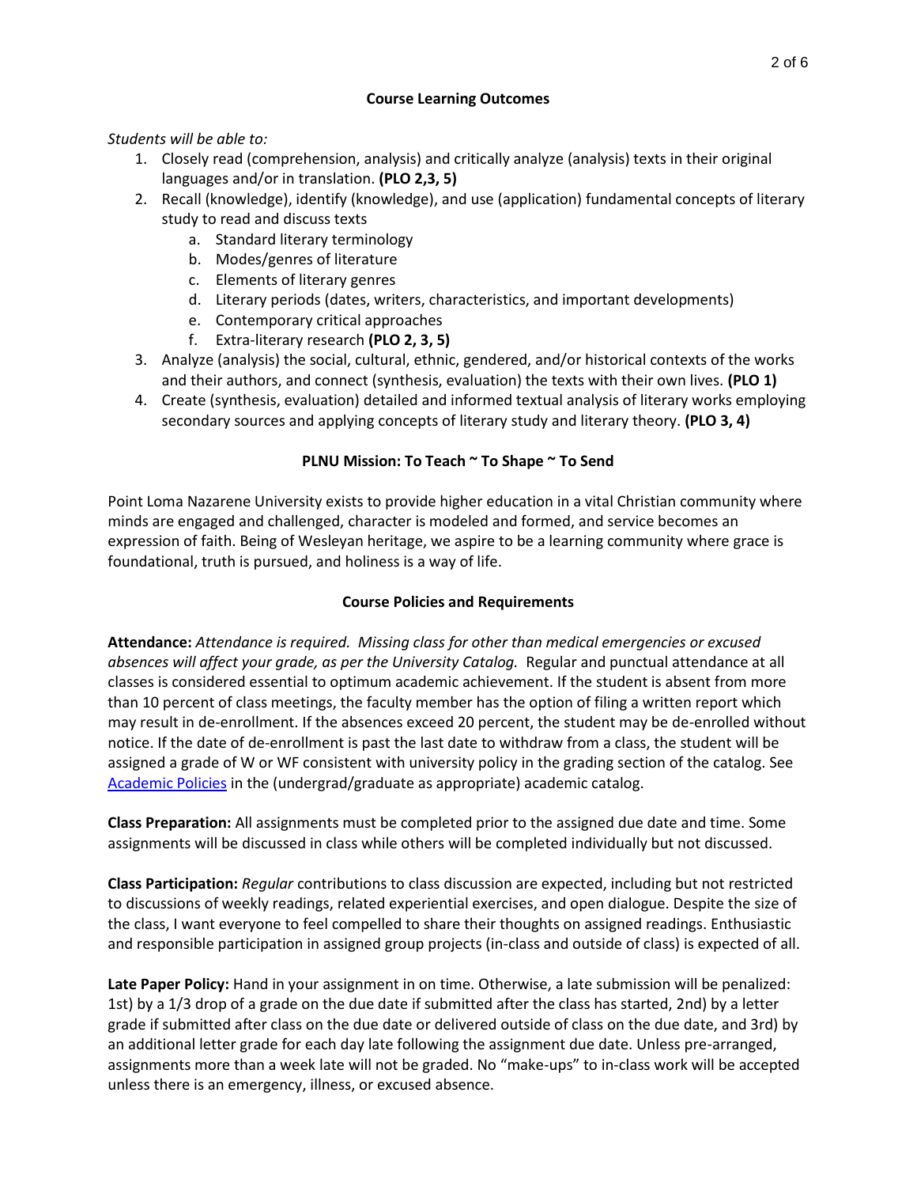## Course Learning Outcomes

*Students will be able to:*

1. Closely read (comprehension, analysis) and critically analyze (analysis) texts in their original languages and/or in translation. **(PLO 2,3, 5)**
2. Recall (knowledge), identify (knowledge), and use (application) fundamental concepts of literary study to read and discuss texts
    a. Standard literary terminology
    b. Modes/genres of literature
    c. Elements of literary genres
    d. Literary periods (dates, writers, characteristics, and important developments)
    e. Contemporary critical approaches
    f. Extra-literary research **(PLO 2, 3, 5)**
3. Analyze (analysis) the social, cultural, ethnic, gendered, and/or historical contexts of the works and their authors, and connect (synthesis, evaluation) the texts with their own lives. **(PLO 1)**
4. Create (synthesis, evaluation) detailed and informed textual analysis of literary works employing secondary sources and applying concepts of literary study and literary theory. **(PLO 3, 4)**

## PLNU Mission: To Teach ~ To Shape ~ To Send

Point Loma Nazarene University exists to provide higher education in a vital Christian community where minds are engaged and challenged, character is modeled and formed, and service becomes an expression of faith. Being of Wesleyan heritage, we aspire to be a learning community where grace is foundational, truth is pursued, and holiness is a way of life.

## Course Policies and Requirements

**Attendance:** *Attendance is required. Missing class for other than medical emergencies or excused absences will affect your grade, as per the University Catalog.* Regular and punctual attendance at all classes is considered essential to optimum academic achievement. If the student is absent from more than 10 percent of class meetings, the faculty member has the option of filing a written report which may result in de-enrollment. If the absences exceed 20 percent, the student may be de-enrolled without notice. If the date of de-enrollment is past the last date to withdraw from a class, the student will be assigned a grade of W or WF consistent with university policy in the grading section of the catalog. See Academic Policies in the (undergrad/graduate as appropriate) academic catalog.

**Class Preparation:** All assignments must be completed prior to the assigned due date and time. Some assignments will be discussed in class while others will be completed individually but not discussed.

**Class Participation:** *Regular* contributions to class discussion are expected, including but not restricted to discussions of weekly readings, related experiential exercises, and open dialogue. Despite the size of the class, I want everyone to feel compelled to share their thoughts on assigned readings. Enthusiastic and responsible participation in assigned group projects (in-class and outside of class) is expected of all.

**Late Paper Policy:** Hand in your assignment in on time. Otherwise, a late submission will be penalized: 1st) by a 1/3 drop of a grade on the due date if submitted after the class has started, 2nd) by a letter grade if submitted after class on the due date or delivered outside of class on the due date, and 3rd) by an additional letter grade for each day late following the assignment due date. Unless pre-arranged, assignments more than a week late will not be graded. No "make-ups" to in-class work will be accepted unless there is an emergency, illness, or excused absence.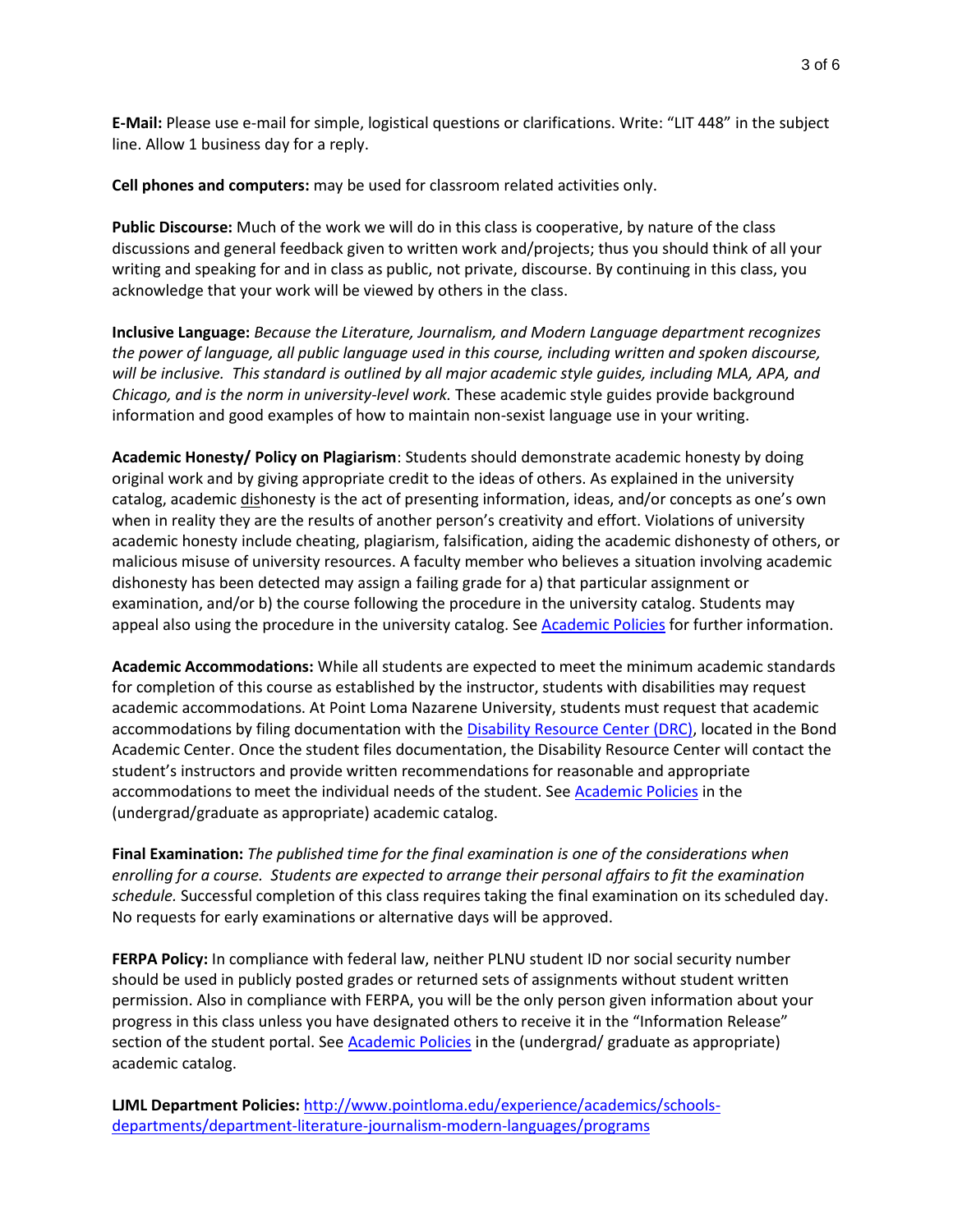**E-Mail:** Please use e-mail for simple, logistical questions or clarifications. Write: "LIT 448" in the subject line. Allow 1 business day for a reply.

**Cell phones and computers:** may be used for classroom related activities only.

**Public Discourse:** Much of the work we will do in this class is cooperative, by nature of the class discussions and general feedback given to written work and/projects; thus you should think of all your writing and speaking for and in class as public, not private, discourse. By continuing in this class, you acknowledge that your work will be viewed by others in the class.

**Inclusive Language:** *Because the Literature, Journalism, and Modern Language department recognizes the power of language, all public language used in this course, including written and spoken discourse, will be inclusive. This standard is outlined by all major academic style guides, including MLA, APA, and Chicago, and is the norm in university-level work.* These academic style guides provide background information and good examples of how to maintain non-sexist language use in your writing.

**Academic Honesty/ Policy on Plagiarism**: Students should demonstrate academic honesty by doing original work and by giving appropriate credit to the ideas of others. As explained in the university catalog, academic <u>dis</u>honesty is the act of presenting information, ideas, and/or concepts as one's own when in reality they are the results of another person's creativity and effort. Violations of university academic honesty include cheating, plagiarism, falsification, aiding the academic dishonesty of others, or malicious misuse of university resources. A faculty member who believes a situation involving academic dishonesty has been detected may assign a failing grade for a) that particular assignment or examination, and/or b) the course following the procedure in the university catalog. Students may appeal also using the procedure in the university catalog. See [Academic Policies] for further information.

**Academic Accommodations:** While all students are expected to meet the minimum academic standards for completion of this course as established by the instructor, students with disabilities may request academic accommodations. At Point Loma Nazarene University, students must request that academic accommodations by filing documentation with the [Disability Resource Center (DRC)], located in the Bond Academic Center. Once the student files documentation, the Disability Resource Center will contact the student's instructors and provide written recommendations for reasonable and appropriate accommodations to meet the individual needs of the student. See [Academic Policies] in the (undergrad/graduate as appropriate) academic catalog.

**Final Examination:** *The published time for the final examination is one of the considerations when enrolling for a course. Students are expected to arrange their personal affairs to fit the examination schedule.* Successful completion of this class requires taking the final examination on its scheduled day. No requests for early examinations or alternative days will be approved.

**FERPA Policy:** In compliance with federal law, neither PLNU student ID nor social security number should be used in publicly posted grades or returned sets of assignments without student written permission. Also in compliance with FERPA, you will be the only person given information about your progress in this class unless you have designated others to receive it in the "Information Release" section of the student portal. See [Academic Policies] in the (undergrad/ graduate as appropriate) academic catalog.

**LJML Department Policies:** http://www.pointloma.edu/experience/academics/schools-departments/department-literature-journalism-modern-languages/programs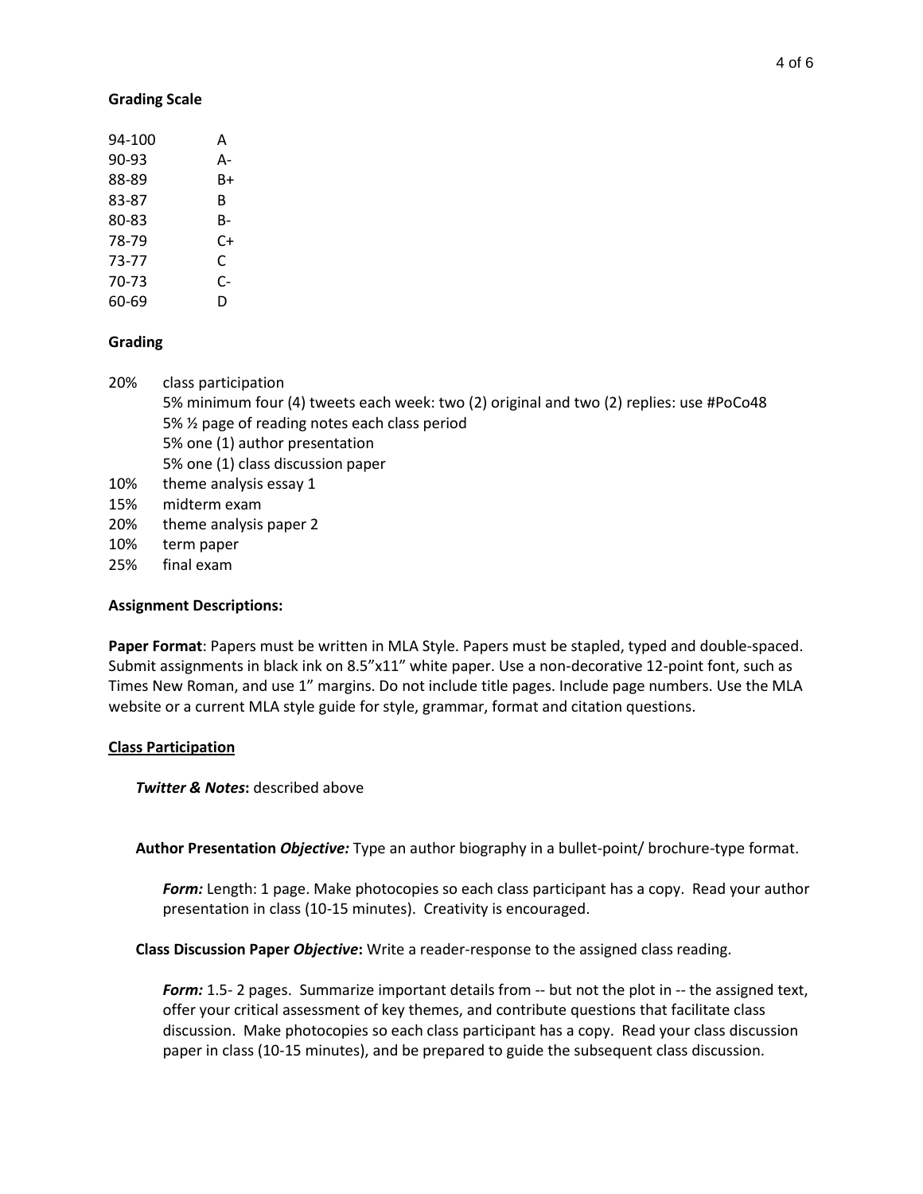**Grading Scale**

| | |
|---|---|
| 94-100 | A |
| 90-93 | A- |
| 88-89 | B+ |
| 83-87 | B |
| 80-83 | B- |
| 78-79 | C+ |
| 73-77 | C |
| 70-73 | C- |
| 60-69 | D |

**Grading**

20% class participation
- 5% minimum four (4) tweets each week: two (2) original and two (2) replies: use #PoCo48
- 5% ½ page of reading notes each class period
- 5% one (1) author presentation
- 5% one (1) class discussion paper

10% theme analysis essay 1

15% midterm exam

20% theme analysis paper 2

10% term paper

25% final exam

**Assignment Descriptions:**

**Paper Format**: Papers must be written in MLA Style. Papers must be stapled, typed and double-spaced. Submit assignments in black ink on 8.5"x11" white paper. Use a non-decorative 12-point font, such as Times New Roman, and use 1" margins. Do not include title pages. Include page numbers. Use the MLA website or a current MLA style guide for style, grammar, format and citation questions.

**Class Participation**

***Twitter & Notes*:** described above

**Author Presentation *Objective:*** Type an author biography in a bullet-point/ brochure-type format.

> ***Form:*** Length: 1 page. Make photocopies so each class participant has a copy. Read your author presentation in class (10-15 minutes). Creativity is encouraged.

**Class Discussion Paper *Objective*:** Write a reader-response to the assigned class reading.

> ***Form:*** 1.5- 2 pages. Summarize important details from -- but not the plot in -- the assigned text, offer your critical assessment of key themes, and contribute questions that facilitate class discussion. Make photocopies so each class participant has a copy. Read your class discussion paper in class (10-15 minutes), and be prepared to guide the subsequent class discussion.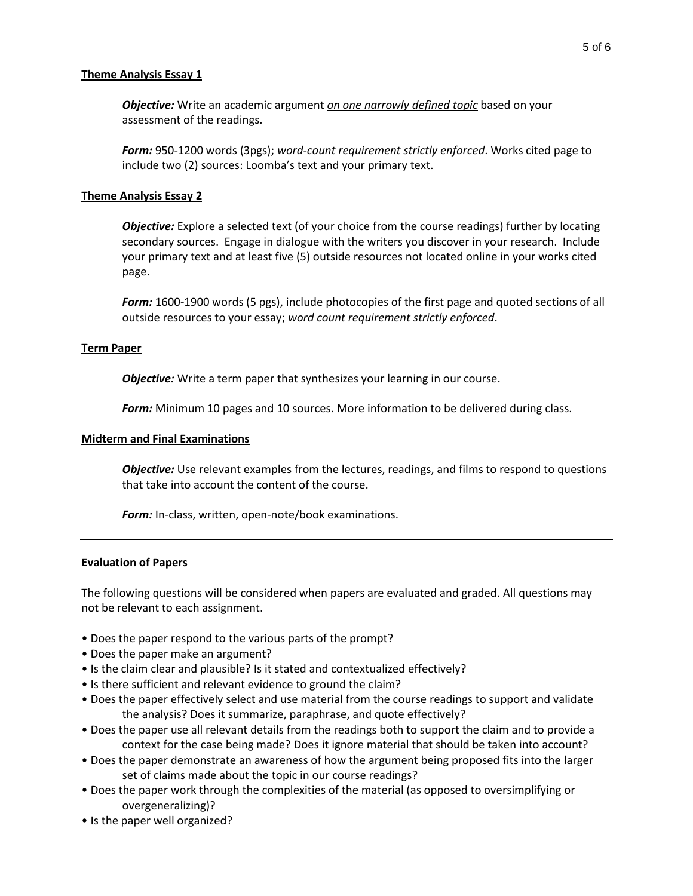## Theme Analysis Essay 1

***Objective:*** Write an academic argument *on one narrowly defined topic* based on your assessment of the readings.

***Form:*** 950-1200 words (3pgs); *word-count requirement strictly enforced*. Works cited page to include two (2) sources: Loomba's text and your primary text.

## Theme Analysis Essay 2

***Objective:*** Explore a selected text (of your choice from the course readings) further by locating secondary sources. Engage in dialogue with the writers you discover in your research. Include your primary text and at least five (5) outside resources not located online in your works cited page.

***Form:*** 1600-1900 words (5 pgs), include photocopies of the first page and quoted sections of all outside resources to your essay; *word count requirement strictly enforced*.

## Term Paper

***Objective:*** Write a term paper that synthesizes your learning in our course.

***Form:*** Minimum 10 pages and 10 sources. More information to be delivered during class.

## Midterm and Final Examinations

***Objective:*** Use relevant examples from the lectures, readings, and films to respond to questions that take into account the content of the course.

***Form:*** In-class, written, open-note/book examinations.

---

### Evaluation of Papers

The following questions will be considered when papers are evaluated and graded. All questions may not be relevant to each assignment.

- Does the paper respond to the various parts of the prompt?
- Does the paper make an argument?
- Is the claim clear and plausible? Is it stated and contextualized effectively?
- Is there sufficient and relevant evidence to ground the claim?
- Does the paper effectively select and use material from the course readings to support and validate the analysis? Does it summarize, paraphrase, and quote effectively?
- Does the paper use all relevant details from the readings both to support the claim and to provide a context for the case being made? Does it ignore material that should be taken into account?
- Does the paper demonstrate an awareness of how the argument being proposed fits into the larger set of claims made about the topic in our course readings?
- Does the paper work through the complexities of the material (as opposed to oversimplifying or overgeneralizing)?
- Is the paper well organized?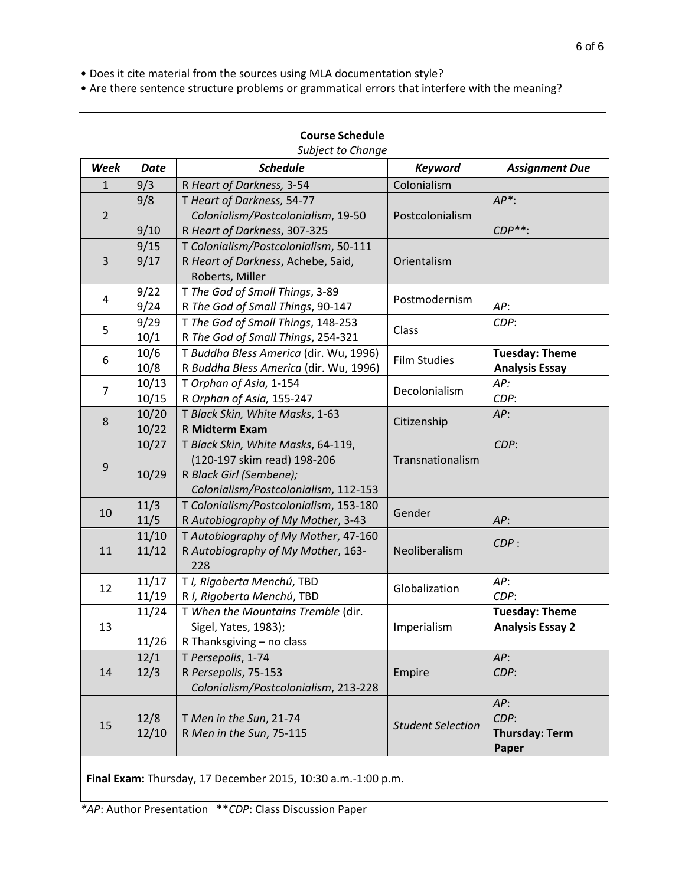- Does it cite material from the sources using MLA documentation style?
- Are there sentence structure problems or grammatical errors that interfere with the meaning?

---

**Course Schedule**
*Subject to Change*

| *Week* | *Date* | *Schedule* | *Keyword* | *Assignment Due* |
|---|---|---|---|---|
| 1 | 9/3 | R *Heart of Darkness,* 3-54 | Colonialism | |
| 2 | 9/8<br><br>9/10 | T *Heart of Darkness,* 54-77<br>*Colonialism/Postcolonialism*, 19-50<br>R *Heart of Darkness*, 307-325 | Postcolonialism | *AP**:<br><br>*CDP***: |
| 3 | 9/15<br>9/17 | T *Colonialism/Postcolonialism*, 50-111<br>R *Heart of Darkness*, Achebe, Said, Roberts, Miller | Orientalism | |
| 4 | 9/22<br>9/24 | T *The God of Small Things*, 3-89<br>R *The God of Small Things*, 90-147 | Postmodernism | *AP*: |
| 5 | 9/29<br>10/1 | T *The God of Small Things*, 148-253<br>R *The God of Small Things*, 254-321 | Class | *CDP*: |
| 6 | 10/6<br>10/8 | T *Buddha Bless America* (dir. Wu, 1996)<br>R *Buddha Bless America* (dir. Wu, 1996) | Film Studies | **Tuesday: Theme Analysis Essay** |
| 7 | 10/13<br>10/15 | T *Orphan of Asia,* 1-154<br>R *Orphan of Asia,* 155-247 | Decolonialism | *AP:*<br>*CDP*: |
| 8 | 10/20<br>10/22 | T *Black Skin, White Masks*, 1-63<br>R **Midterm Exam** | Citizenship | *AP*: |
| 9 | 10/27<br><br>10/29 | T *Black Skin, White Masks*, 64-119, (120-197 skim read) 198-206<br>R *Black Girl (Sembene); Colonialism/Postcolonialism*, 112-153 | Transnationalism | *CDP*: |
| 10 | 11/3<br>11/5 | T *Colonialism/Postcolonialism*, 153-180<br>R *Autobiography of My Mother*, 3-43 | Gender | *AP*: |
| 11 | 11/10<br>11/12 | T *Autobiography of My Mother*, 47-160<br>R *Autobiography of My Mother*, 163-228 | Neoliberalism | *CDP* : |
| 12 | 11/17<br>11/19 | T *I, Rigoberta Menchú*, TBD<br>R *I, Rigoberta Menchú*, TBD | Globalization | *AP*:<br>*CDP*: |
| 13 | 11/24<br><br>11/26 | T *When the Mountains Tremble* (dir. Sigel, Yates, 1983);<br>R Thanksgiving – no class | Imperialism | **Tuesday: Theme Analysis Essay 2** |
| 14 | 12/1<br>12/3 | T *Persepolis*, 1-74<br>R *Persepolis*, 75-153<br>*Colonialism/Postcolonialism*, 213-228 | Empire | *AP*:<br>*CDP*: |
| 15 | 12/8<br>12/10 | T *Men in the Sun*, 21-74<br>R *Men in the Sun*, 75-115 | *Student Selection* | *AP*:<br>*CDP*:<br>**Thursday: Term Paper** |

**Final Exam:** Thursday, 17 December 2015, 10:30 a.m.-1:00 p.m.

**AP*: Author Presentation ***CDP*: Class Discussion Paper